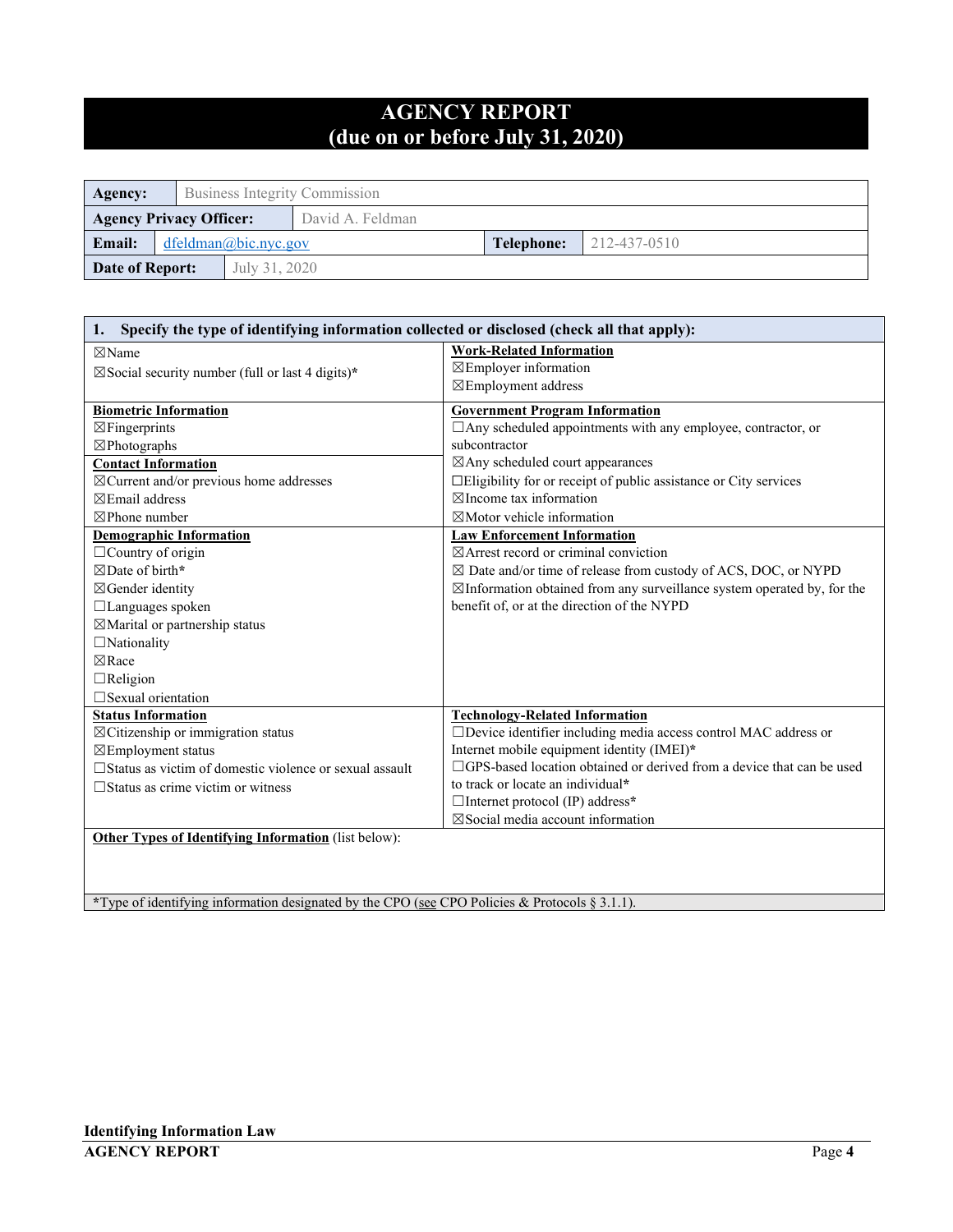# AGENCY REPORT
# (due on or before July 31, 2020)

| **Agency:** | Business Integrity Commission | | |
|---|---|---|---|
| **Agency Privacy Officer:** | David A. Feldman | | |
| **Email:** | dfeldman@bic.nyc.gov | **Telephone:** | 212-437-0510 |
| **Date of Report:** | July 31, 2020 | | |

| **1. Specify the type of identifying information collected or disclosed (check all that apply):** | |
|---|---|
| ☒Name<br>☒Social security number (full or last 4 digits)* | **Work-Related Information**<br>☒Employer information<br>☒Employment address |
| **Biometric Information**<br>☒Fingerprints<br>☒Photographs<br>**Contact Information**<br>☒Current and/or previous home addresses<br>☒Email address<br>☒Phone number | **Government Program Information**<br>☐Any scheduled appointments with any employee, contractor, or subcontractor<br>☒Any scheduled court appearances<br>☐Eligibility for or receipt of public assistance or City services<br>☒Income tax information<br>☒Motor vehicle information |
| **Demographic Information**<br>☐Country of origin<br>☒Date of birth*<br>☒Gender identity<br>☐Languages spoken<br>☒Marital or partnership status<br>☐Nationality<br>☒Race<br>☐Religion<br>☐Sexual orientation | **Law Enforcement Information**<br>☒Arrest record or criminal conviction<br>☒ Date and/or time of release from custody of ACS, DOC, or NYPD<br>☒Information obtained from any surveillance system operated by, for the benefit of, or at the direction of the NYPD |
| **Status Information**<br>☒Citizenship or immigration status<br>☒Employment status<br>☐Status as victim of domestic violence or sexual assault<br>☐Status as crime victim or witness | **Technology-Related Information**<br>☐Device identifier including media access control MAC address or Internet mobile equipment identity (IMEI)*<br>☐GPS-based location obtained or derived from a device that can be used to track or locate an individual*<br>☐Internet protocol (IP) address*<br>☒Social media account information |
| **Other Types of Identifying Information** (list below): | |
| *Type of identifying information designated by the CPO (see CPO Policies & Protocols § 3.1.1). | |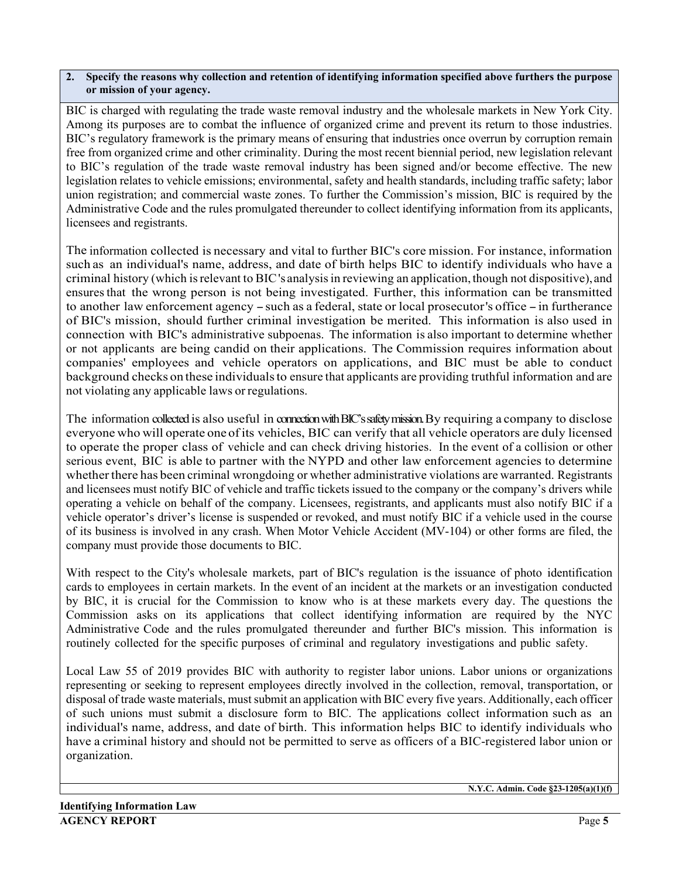**2. Specify the reasons why collection and retention of identifying information specified above furthers the purpose or mission of your agency.**

BIC is charged with regulating the trade waste removal industry and the wholesale markets in New York City. Among its purposes are to combat the influence of organized crime and prevent its return to those industries. BIC's regulatory framework is the primary means of ensuring that industries once overrun by corruption remain free from organized crime and other criminality. During the most recent biennial period, new legislation relevant to BIC's regulation of the trade waste removal industry has been signed and/or become effective. The new legislation relates to vehicle emissions; environmental, safety and health standards, including traffic safety; labor union registration; and commercial waste zones. To further the Commission's mission, BIC is required by the Administrative Code and the rules promulgated thereunder to collect identifying information from its applicants, licensees and registrants.

The information collected is necessary and vital to further BIC's core mission. For instance, information such as an individual's name, address, and date of birth helps BIC to identify individuals who have a criminal history (which is relevant to BIC's analysis in reviewing an application, though not dispositive), and ensures that the wrong person is not being investigated. Further, this information can be transmitted to another law enforcement agency – such as a federal, state or local prosecutor's office – in furtherance of BIC's mission, should further criminal investigation be merited. This information is also used in connection with BIC's administrative subpoenas. The information is also important to determine whether or not applicants are being candid on their applications. The Commission requires information about companies' employees and vehicle operators on applications, and BIC must be able to conduct background checks on these individuals to ensure that applicants are providing truthful information and are not violating any applicable laws or regulations.

The information collected is also useful in connection with BIC's safety mission. By requiring a company to disclose everyone who will operate one of its vehicles, BIC can verify that all vehicle operators are duly licensed to operate the proper class of vehicle and can check driving histories. In the event of a collision or other serious event, BIC is able to partner with the NYPD and other law enforcement agencies to determine whether there has been criminal wrongdoing or whether administrative violations are warranted. Registrants and licensees must notify BIC of vehicle and traffic tickets issued to the company or the company's drivers while operating a vehicle on behalf of the company. Licensees, registrants, and applicants must also notify BIC if a vehicle operator's driver's license is suspended or revoked, and must notify BIC if a vehicle used in the course of its business is involved in any crash. When Motor Vehicle Accident (MV-104) or other forms are filed, the company must provide those documents to BIC.

With respect to the City's wholesale markets, part of BIC's regulation is the issuance of photo identification cards to employees in certain markets. In the event of an incident at the markets or an investigation conducted by BIC, it is crucial for the Commission to know who is at these markets every day. The questions the Commission asks on its applications that collect identifying information are required by the NYC Administrative Code and the rules promulgated thereunder and further BIC's mission. This information is routinely collected for the specific purposes of criminal and regulatory investigations and public safety.

Local Law 55 of 2019 provides BIC with authority to register labor unions. Labor unions or organizations representing or seeking to represent employees directly involved in the collection, removal, transportation, or disposal of trade waste materials, must submit an application with BIC every five years. Additionally, each officer of such unions must submit a disclosure form to BIC. The applications collect information such as an individual's name, address, and date of birth. This information helps BIC to identify individuals who have a criminal history and should not be permitted to serve as officers of a BIC-registered labor union or organization.

N.Y.C. Admin. Code §23-1205(a)(1)(f)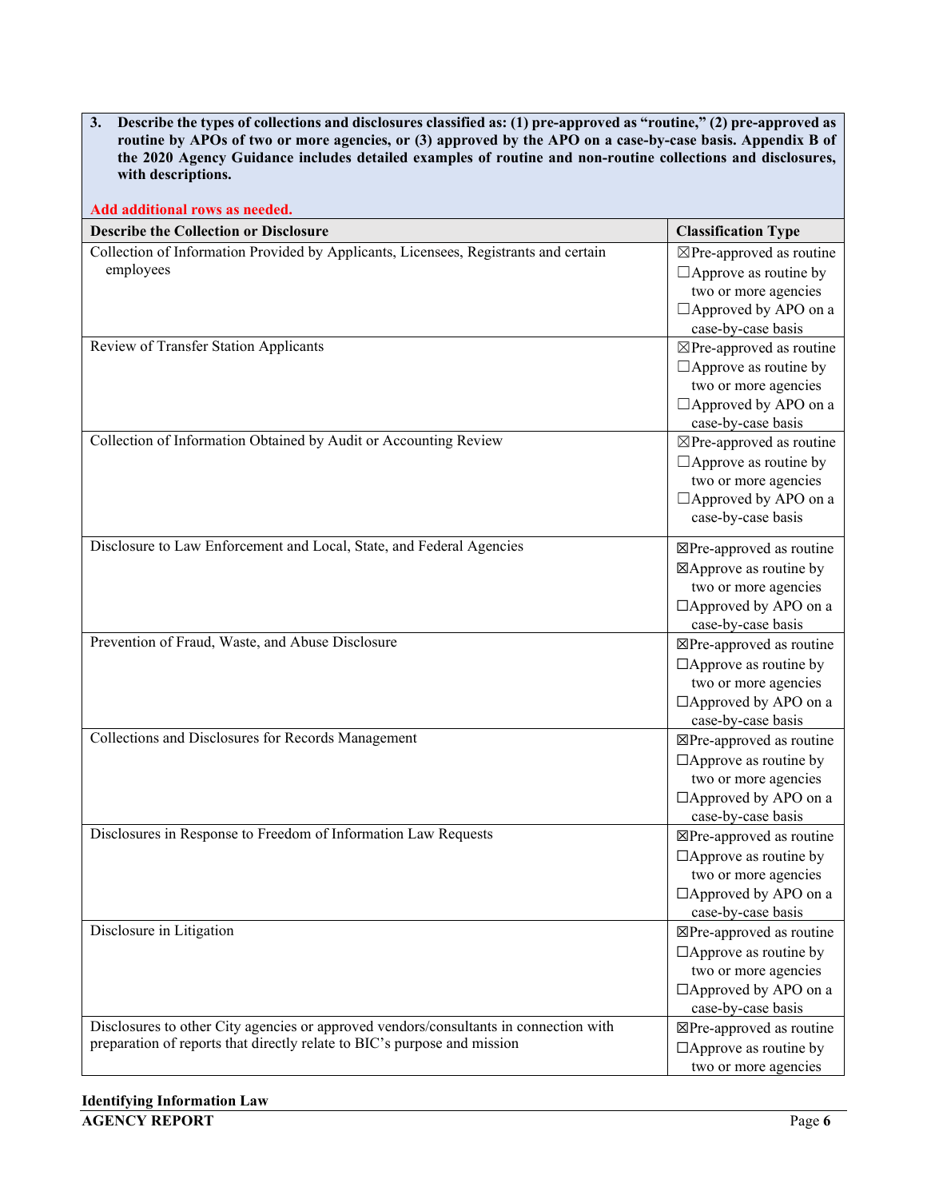**3. Describe the types of collections and disclosures classified as: (1) pre-approved as "routine," (2) pre-approved as routine by APOs of two or more agencies, or (3) approved by the APO on a case-by-case basis. Appendix B of the 2020 Agency Guidance includes detailed examples of routine and non-routine collections and disclosures, with descriptions.**

**Add additional rows as needed.**

| Describe the Collection or Disclosure | Classification Type |
|---|---|
| Collection of Information Provided by Applicants, Licensees, Registrants and certain employees | ☒Pre-approved as routine<br>☐Approve as routine by two or more agencies<br>☐Approved by APO on a case-by-case basis |
| Review of Transfer Station Applicants | ☒Pre-approved as routine<br>☐Approve as routine by two or more agencies<br>☐Approved by APO on a case-by-case basis |
| Collection of Information Obtained by Audit or Accounting Review | ☒Pre-approved as routine<br>☐Approve as routine by two or more agencies<br>☐Approved by APO on a case-by-case basis |
| Disclosure to Law Enforcement and Local, State, and Federal Agencies | ☒Pre-approved as routine<br>☒Approve as routine by two or more agencies<br>☐Approved by APO on a case-by-case basis |
| Prevention of Fraud, Waste, and Abuse Disclosure | ☒Pre-approved as routine<br>☐Approve as routine by two or more agencies<br>☐Approved by APO on a case-by-case basis |
| Collections and Disclosures for Records Management | ☒Pre-approved as routine<br>☐Approve as routine by two or more agencies<br>☐Approved by APO on a case-by-case basis |
| Disclosures in Response to Freedom of Information Law Requests | ☒Pre-approved as routine<br>☐Approve as routine by two or more agencies<br>☐Approved by APO on a case-by-case basis |
| Disclosure in Litigation | ☒Pre-approved as routine<br>☐Approve as routine by two or more agencies<br>☐Approved by APO on a case-by-case basis |
| Disclosures to other City agencies or approved vendors/consultants in connection with preparation of reports that directly relate to BIC's purpose and mission | ☒Pre-approved as routine<br>☐Approve as routine by two or more agencies |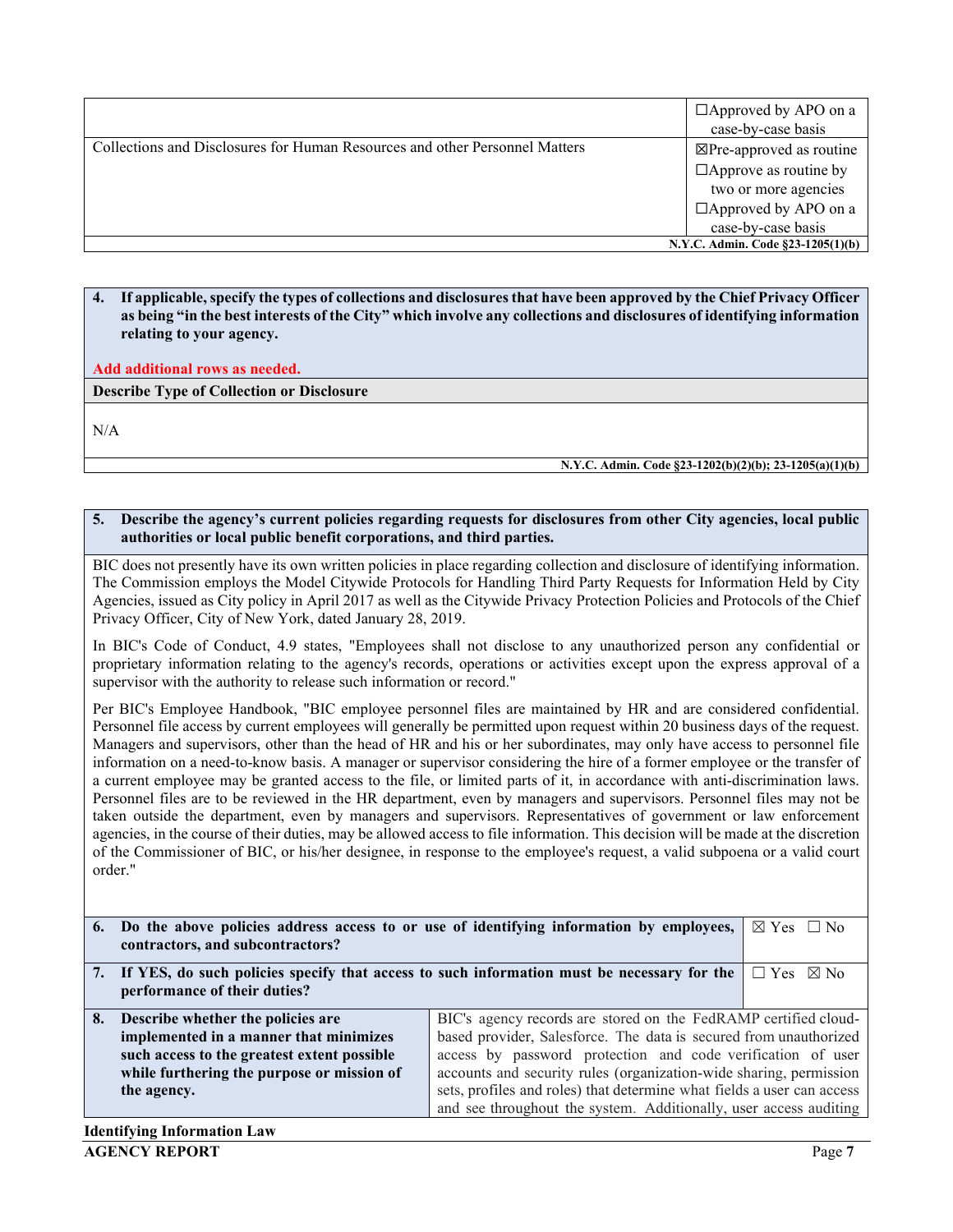| | |
|---|---|
| | ☐Approved by APO on a case-by-case basis |
| Collections and Disclosures for Human Resources and other Personnel Matters | ☒Pre-approved as routine<br>☐Approve as routine by two or more agencies<br>☐Approved by APO on a case-by-case basis |
| | **N.Y.C. Admin. Code §23-1205(1)(b)** |

| **4. If applicable, specify the types of collections and disclosures that have been approved by the Chief Privacy Officer as being "in the best interests of the City" which involve any collections and disclosures of identifying information relating to your agency.**<br><br>**Add additional rows as needed.** |
|---|
| **Describe Type of Collection or Disclosure** |
| N/A |
| **N.Y.C. Admin. Code §23-1202(b)(2)(b); 23-1205(a)(1)(b)** |

**5. Describe the agency's current policies regarding requests for disclosures from other City agencies, local public authorities or local public benefit corporations, and third parties.**

BIC does not presently have its own written policies in place regarding collection and disclosure of identifying information. The Commission employs the Model Citywide Protocols for Handling Third Party Requests for Information Held by City Agencies, issued as City policy in April 2017 as well as the Citywide Privacy Protection Policies and Protocols of the Chief Privacy Officer, City of New York, dated January 28, 2019.

In BIC's Code of Conduct, 4.9 states, "Employees shall not disclose to any unauthorized person any confidential or proprietary information relating to the agency's records, operations or activities except upon the express approval of a supervisor with the authority to release such information or record."

Per BIC's Employee Handbook, "BIC employee personnel files are maintained by HR and are considered confidential. Personnel file access by current employees will generally be permitted upon request within 20 business days of the request. Managers and supervisors, other than the head of HR and his or her subordinates, may only have access to personnel file information on a need-to-know basis. A manager or supervisor considering the hire of a former employee or the transfer of a current employee may be granted access to the file, or limited parts of it, in accordance with anti-discrimination laws. Personnel files are to be reviewed in the HR department, even by managers and supervisors. Personnel files may not be taken outside the department, even by managers and supervisors. Representatives of government or law enforcement agencies, in the course of their duties, may be allowed access to file information. This decision will be made at the discretion of the Commissioner of BIC, or his/her designee, in response to the employee's request, a valid subpoena or a valid court order."

| | |
|---|---|
| **6. Do the above policies address access to or use of identifying information by employees, contractors, and subcontractors?** | ☒ Yes ☐ No |
| **7. If YES, do such policies specify that access to such information must be necessary for the performance of their duties?** | ☐ Yes ☒ No |
| **8. Describe whether the policies are implemented in a manner that minimizes such access to the greatest extent possible while furthering the purpose or mission of the agency.** | BIC's agency records are stored on the FedRAMP certified cloud-based provider, Salesforce. The data is secured from unauthorized access by password protection and code verification of user accounts and security rules (organization-wide sharing, permission sets, profiles and roles) that determine what fields a user can access and see throughout the system. Additionally, user access auditing |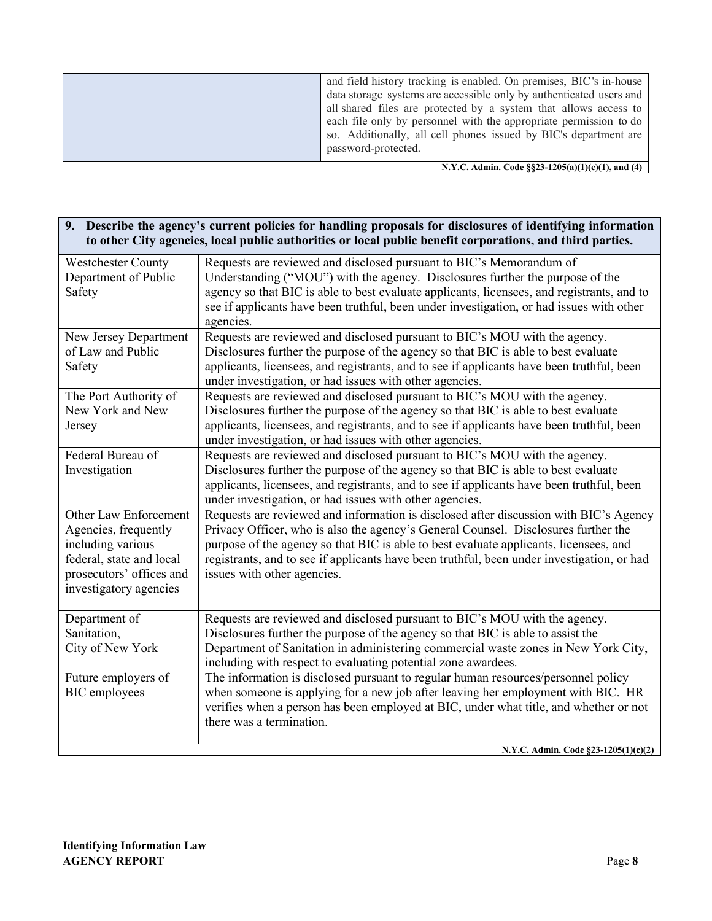| | |
|---|---|
| | and field history tracking is enabled. On premises, BIC's in-house data storage systems are accessible only by authenticated users and all shared files are protected by a system that allows access to each file only by personnel with the appropriate permission to do so. Additionally, all cell phones issued by BIC's department are password-protected. |
| | **N.Y.C. Admin. Code §§23-1205(a)(1)(c)(1), and (4)** |

| **9. Describe the agency's current policies for handling proposals for disclosures of identifying information to other City agencies, local public authorities or local public benefit corporations, and third parties.** | |
|---|---|
| Westchester County Department of Public Safety | Requests are reviewed and disclosed pursuant to BIC's Memorandum of Understanding ("MOU") with the agency. Disclosures further the purpose of the agency so that BIC is able to best evaluate applicants, licensees, and registrants, and to see if applicants have been truthful, been under investigation, or had issues with other agencies. |
| New Jersey Department of Law and Public Safety | Requests are reviewed and disclosed pursuant to BIC's MOU with the agency. Disclosures further the purpose of the agency so that BIC is able to best evaluate applicants, licensees, and registrants, and to see if applicants have been truthful, been under investigation, or had issues with other agencies. |
| The Port Authority of New York and New Jersey | Requests are reviewed and disclosed pursuant to BIC's MOU with the agency. Disclosures further the purpose of the agency so that BIC is able to best evaluate applicants, licensees, and registrants, and to see if applicants have been truthful, been under investigation, or had issues with other agencies. |
| Federal Bureau of Investigation | Requests are reviewed and disclosed pursuant to BIC's MOU with the agency. Disclosures further the purpose of the agency so that BIC is able to best evaluate applicants, licensees, and registrants, and to see if applicants have been truthful, been under investigation, or had issues with other agencies. |
| Other Law Enforcement Agencies, frequently including various federal, state and local prosecutors' offices and investigatory agencies | Requests are reviewed and information is disclosed after discussion with BIC's Agency Privacy Officer, who is also the agency's General Counsel. Disclosures further the purpose of the agency so that BIC is able to best evaluate applicants, licensees, and registrants, and to see if applicants have been truthful, been under investigation, or had issues with other agencies. |
| Department of Sanitation, City of New York | Requests are reviewed and disclosed pursuant to BIC's MOU with the agency. Disclosures further the purpose of the agency so that BIC is able to assist the Department of Sanitation in administering commercial waste zones in New York City, including with respect to evaluating potential zone awardees. |
| Future employers of BIC employees | The information is disclosed pursuant to regular human resources/personnel policy when someone is applying for a new job after leaving her employment with BIC. HR verifies when a person has been employed at BIC, under what title, and whether or not there was a termination. |
| | **N.Y.C. Admin. Code §23-1205(1)(c)(2)** |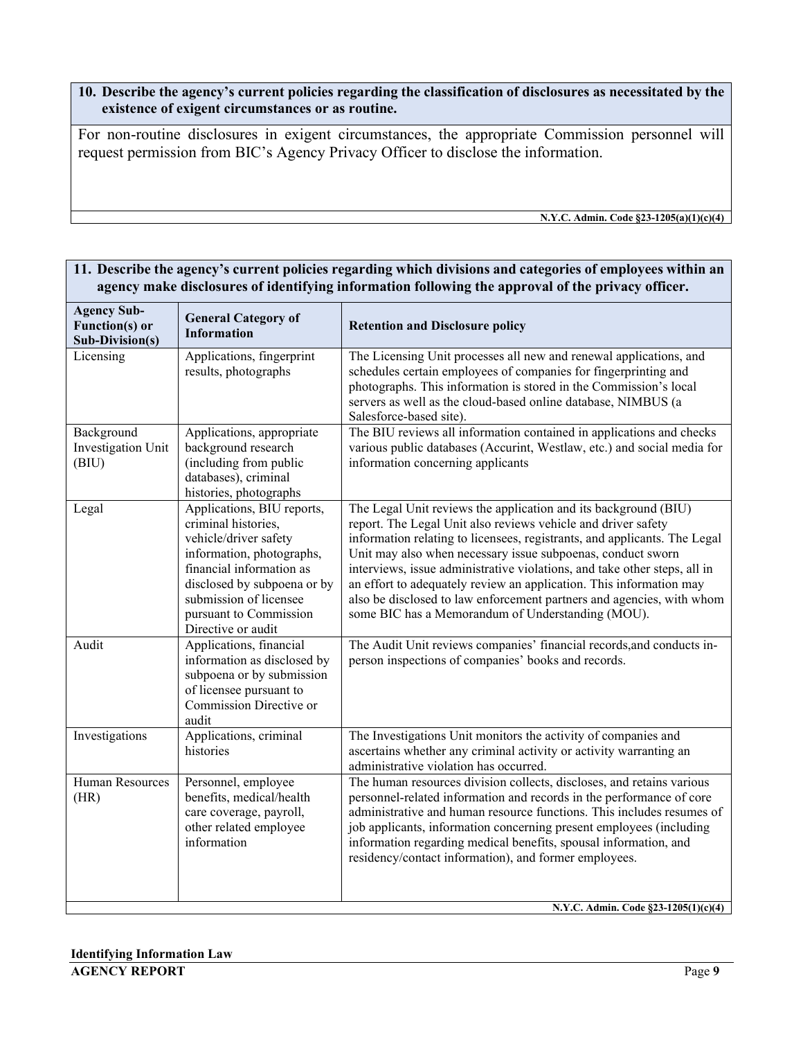**10. Describe the agency's current policies regarding the classification of disclosures as necessitated by the existence of exigent circumstances or as routine.**

For non-routine disclosures in exigent circumstances, the appropriate Commission personnel will request permission from BIC's Agency Privacy Officer to disclose the information.

**N.Y.C. Admin. Code §23-1205(a)(1)(c)(4)**

**11. Describe the agency's current policies regarding which divisions and categories of employees within an agency make disclosures of identifying information following the approval of the privacy officer.**

| Agency Sub-Function(s) or Sub-Division(s) | General Category of Information | Retention and Disclosure policy |
|---|---|---|
| Licensing | Applications, fingerprint results, photographs | The Licensing Unit processes all new and renewal applications, and schedules certain employees of companies for fingerprinting and photographs. This information is stored in the Commission's local servers as well as the cloud-based online database, NIMBUS (a Salesforce-based site). |
| Background Investigation Unit (BIU) | Applications, appropriate background research (including from public databases), criminal histories, photographs | The BIU reviews all information contained in applications and checks various public databases (Accurint, Westlaw, etc.) and social media for information concerning applicants |
| Legal | Applications, BIU reports, criminal histories, vehicle/driver safety information, photographs, financial information as disclosed by subpoena or by submission of licensee pursuant to Commission Directive or audit | The Legal Unit reviews the application and its background (BIU) report. The Legal Unit also reviews vehicle and driver safety information relating to licensees, registrants, and applicants. The Legal Unit may also when necessary issue subpoenas, conduct sworn interviews, issue administrative violations, and take other steps, all in an effort to adequately review an application. This information may also be disclosed to law enforcement partners and agencies, with whom some BIC has a Memorandum of Understanding (MOU). |
| Audit | Applications, financial information as disclosed by subpoena or by submission of licensee pursuant to Commission Directive or audit | The Audit Unit reviews companies' financial records,and conducts in-person inspections of companies' books and records. |
| Investigations | Applications, criminal histories | The Investigations Unit monitors the activity of companies and ascertains whether any criminal activity or activity warranting an administrative violation has occurred. |
| Human Resources (HR) | Personnel, employee benefits, medical/health care coverage, payroll, other related employee information | The human resources division collects, discloses, and retains various personnel-related information and records in the performance of core administrative and human resource functions. This includes resumes of job applicants, information concerning present employees (including information regarding medical benefits, spousal information, and residency/contact information), and former employees. |

**N.Y.C. Admin. Code §23-1205(1)(c)(4)**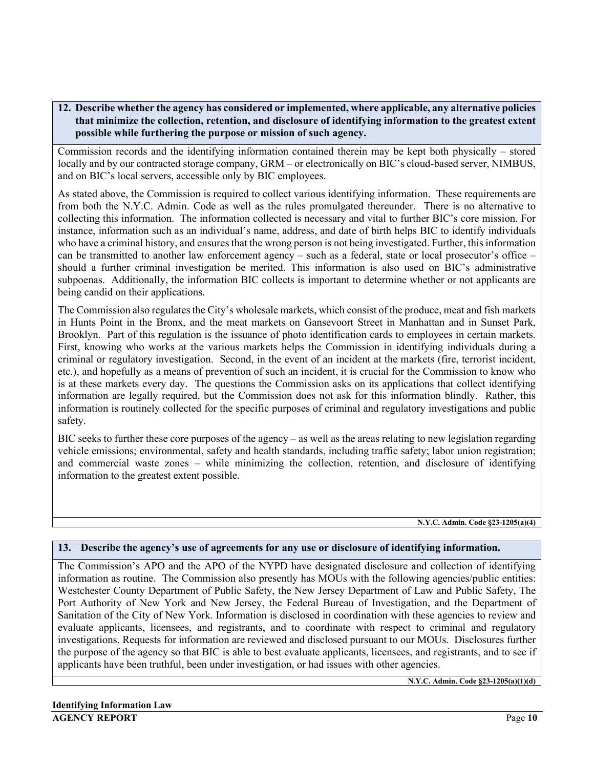## 12. Describe whether the agency has considered or implemented, where applicable, any alternative policies that minimize the collection, retention, and disclosure of identifying information to the greatest extent possible while furthering the purpose or mission of such agency.

Commission records and the identifying information contained therein may be kept both physically – stored locally and by our contracted storage company, GRM – or electronically on BIC's cloud-based server, NIMBUS, and on BIC's local servers, accessible only by BIC employees.

As stated above, the Commission is required to collect various identifying information. These requirements are from both the N.Y.C. Admin. Code as well as the rules promulgated thereunder. There is no alternative to collecting this information. The information collected is necessary and vital to further BIC's core mission. For instance, information such as an individual's name, address, and date of birth helps BIC to identify individuals who have a criminal history, and ensures that the wrong person is not being investigated. Further, this information can be transmitted to another law enforcement agency – such as a federal, state or local prosecutor's office – should a further criminal investigation be merited. This information is also used on BIC's administrative subpoenas. Additionally, the information BIC collects is important to determine whether or not applicants are being candid on their applications.

The Commission also regulates the City's wholesale markets, which consist of the produce, meat and fish markets in Hunts Point in the Bronx, and the meat markets on Gansevoort Street in Manhattan and in Sunset Park, Brooklyn. Part of this regulation is the issuance of photo identification cards to employees in certain markets. First, knowing who works at the various markets helps the Commission in identifying individuals during a criminal or regulatory investigation. Second, in the event of an incident at the markets (fire, terrorist incident, etc.), and hopefully as a means of prevention of such an incident, it is crucial for the Commission to know who is at these markets every day. The questions the Commission asks on its applications that collect identifying information are legally required, but the Commission does not ask for this information blindly. Rather, this information is routinely collected for the specific purposes of criminal and regulatory investigations and public safety.

BIC seeks to further these core purposes of the agency – as well as the areas relating to new legislation regarding vehicle emissions; environmental, safety and health standards, including traffic safety; labor union registration; and commercial waste zones – while minimizing the collection, retention, and disclosure of identifying information to the greatest extent possible.

**N.Y.C. Admin. Code §23-1205(a)(4)**

## 13. Describe the agency's use of agreements for any use or disclosure of identifying information.

The Commission's APO and the APO of the NYPD have designated disclosure and collection of identifying information as routine. The Commission also presently has MOUs with the following agencies/public entities: Westchester County Department of Public Safety, the New Jersey Department of Law and Public Safety, The Port Authority of New York and New Jersey, the Federal Bureau of Investigation, and the Department of Sanitation of the City of New York. Information is disclosed in coordination with these agencies to review and evaluate applicants, licensees, and registrants, and to coordinate with respect to criminal and regulatory investigations. Requests for information are reviewed and disclosed pursuant to our MOUs. Disclosures further the purpose of the agency so that BIC is able to best evaluate applicants, licensees, and registrants, and to see if applicants have been truthful, been under investigation, or had issues with other agencies.

**N.Y.C. Admin. Code §23-1205(a)(1)(d)**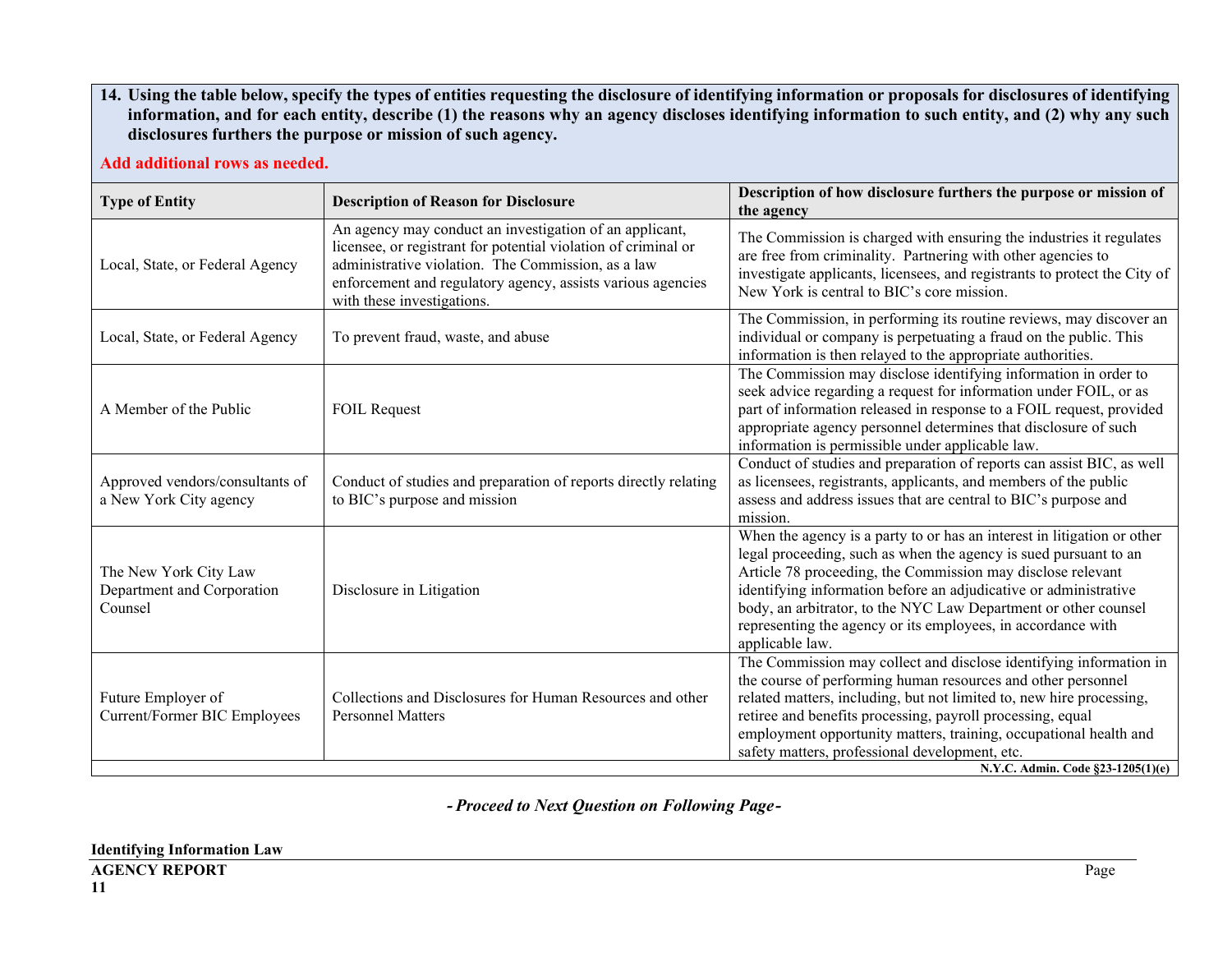**14. Using the table below, specify the types of entities requesting the disclosure of identifying information or proposals for disclosures of identifying information, and for each entity, describe (1) the reasons why an agency discloses identifying information to such entity, and (2) why any such disclosures furthers the purpose or mission of such agency.**

**Add additional rows as needed.**

| Type of Entity | Description of Reason for Disclosure | Description of how disclosure furthers the purpose or mission of the agency |
|---|---|---|
| Local, State, or Federal Agency | An agency may conduct an investigation of an applicant, licensee, or registrant for potential violation of criminal or administrative violation. The Commission, as a law enforcement and regulatory agency, assists various agencies with these investigations. | The Commission is charged with ensuring the industries it regulates are free from criminality. Partnering with other agencies to investigate applicants, licensees, and registrants to protect the City of New York is central to BIC's core mission. |
| Local, State, or Federal Agency | To prevent fraud, waste, and abuse | The Commission, in performing its routine reviews, may discover an individual or company is perpetuating a fraud on the public. This information is then relayed to the appropriate authorities. |
| A Member of the Public | FOIL Request | The Commission may disclose identifying information in order to seek advice regarding a request for information under FOIL, or as part of information released in response to a FOIL request, provided appropriate agency personnel determines that disclosure of such information is permissible under applicable law. |
| Approved vendors/consultants of a New York City agency | Conduct of studies and preparation of reports directly relating to BIC's purpose and mission | Conduct of studies and preparation of reports can assist BIC, as well as licensees, registrants, applicants, and members of the public assess and address issues that are central to BIC's purpose and mission. |
| The New York City Law Department and Corporation Counsel | Disclosure in Litigation | When the agency is a party to or has an interest in litigation or other legal proceeding, such as when the agency is sued pursuant to an Article 78 proceeding, the Commission may disclose relevant identifying information before an adjudicative or administrative body, an arbitrator, to the NYC Law Department or other counsel representing the agency or its employees, in accordance with applicable law. |
| Future Employer of Current/Former BIC Employees | Collections and Disclosures for Human Resources and other Personnel Matters | The Commission may collect and disclose identifying information in the course of performing human resources and other personnel related matters, including, but not limited to, new hire processing, retiree and benefits processing, payroll processing, equal employment opportunity matters, training, occupational health and safety matters, professional development, etc. |

**N.Y.C. Admin. Code §23-1205(1)(e)**

***- Proceed to Next Question on Following Page -***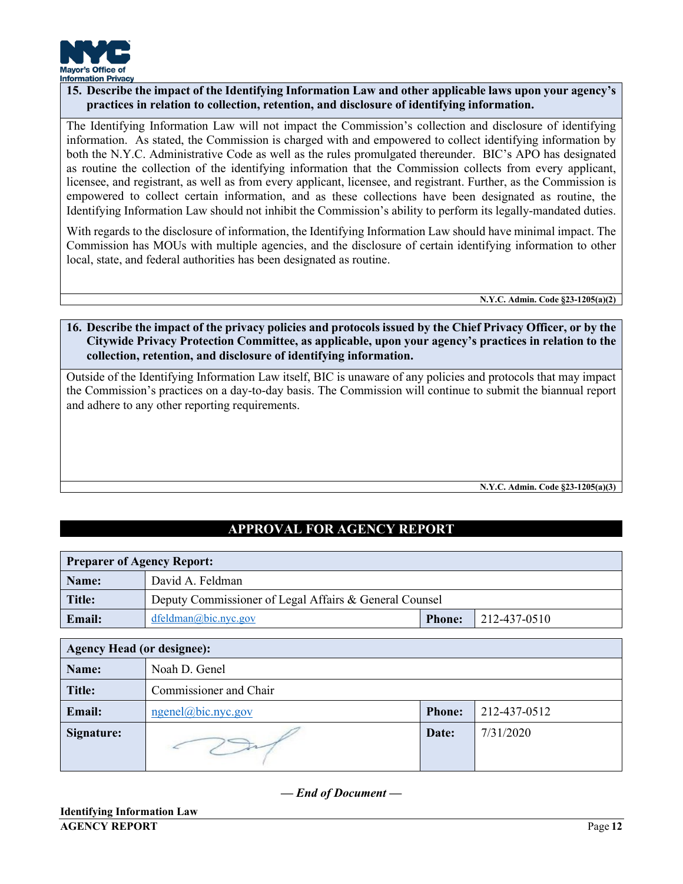**15. Describe the impact of the Identifying Information Law and other applicable laws upon your agency's practices in relation to collection, retention, and disclosure of identifying information.**

The Identifying Information Law will not impact the Commission's collection and disclosure of identifying information. As stated, the Commission is charged with and empowered to collect identifying information by both the N.Y.C. Administrative Code as well as the rules promulgated thereunder. BIC's APO has designated as routine the collection of the identifying information that the Commission collects from every applicant, licensee, and registrant, as well as from every applicant, licensee, and registrant. Further, as the Commission is empowered to collect certain information, and as these collections have been designated as routine, the Identifying Information Law should not inhibit the Commission's ability to perform its legally-mandated duties.

With regards to the disclosure of information, the Identifying Information Law should have minimal impact. The Commission has MOUs with multiple agencies, and the disclosure of certain identifying information to other local, state, and federal authorities has been designated as routine.

**N.Y.C. Admin. Code §23-1205(a)(2)**

**16. Describe the impact of the privacy policies and protocols issued by the Chief Privacy Officer, or by the Citywide Privacy Protection Committee, as applicable, upon your agency's practices in relation to the collection, retention, and disclosure of identifying information.**

Outside of the Identifying Information Law itself, BIC is unaware of any policies and protocols that may impact the Commission's practices on a day-to-day basis. The Commission will continue to submit the biannual report and adhere to any other reporting requirements.

**N.Y.C. Admin. Code §23-1205(a)(3)**

## APPROVAL FOR AGENCY REPORT

| **Preparer of Agency Report:** | | | |
|---|---|---|---|
| **Name:** | David A. Feldman | | |
| **Title:** | Deputy Commissioner of Legal Affairs & General Counsel | | |
| **Email:** | dfeldman@bic.nyc.gov | **Phone:** | 212-437-0510 |

| **Agency Head (or designee):** | | | |
|---|---|---|---|
| **Name:** | Noah D. Genel | | |
| **Title:** | Commissioner and Chair | | |
| **Email:** | ngenel@bic.nyc.gov | **Phone:** | 212-437-0512 |
| **Signature:** | | **Date:** | 7/31/2020 |

***— End of Document —***